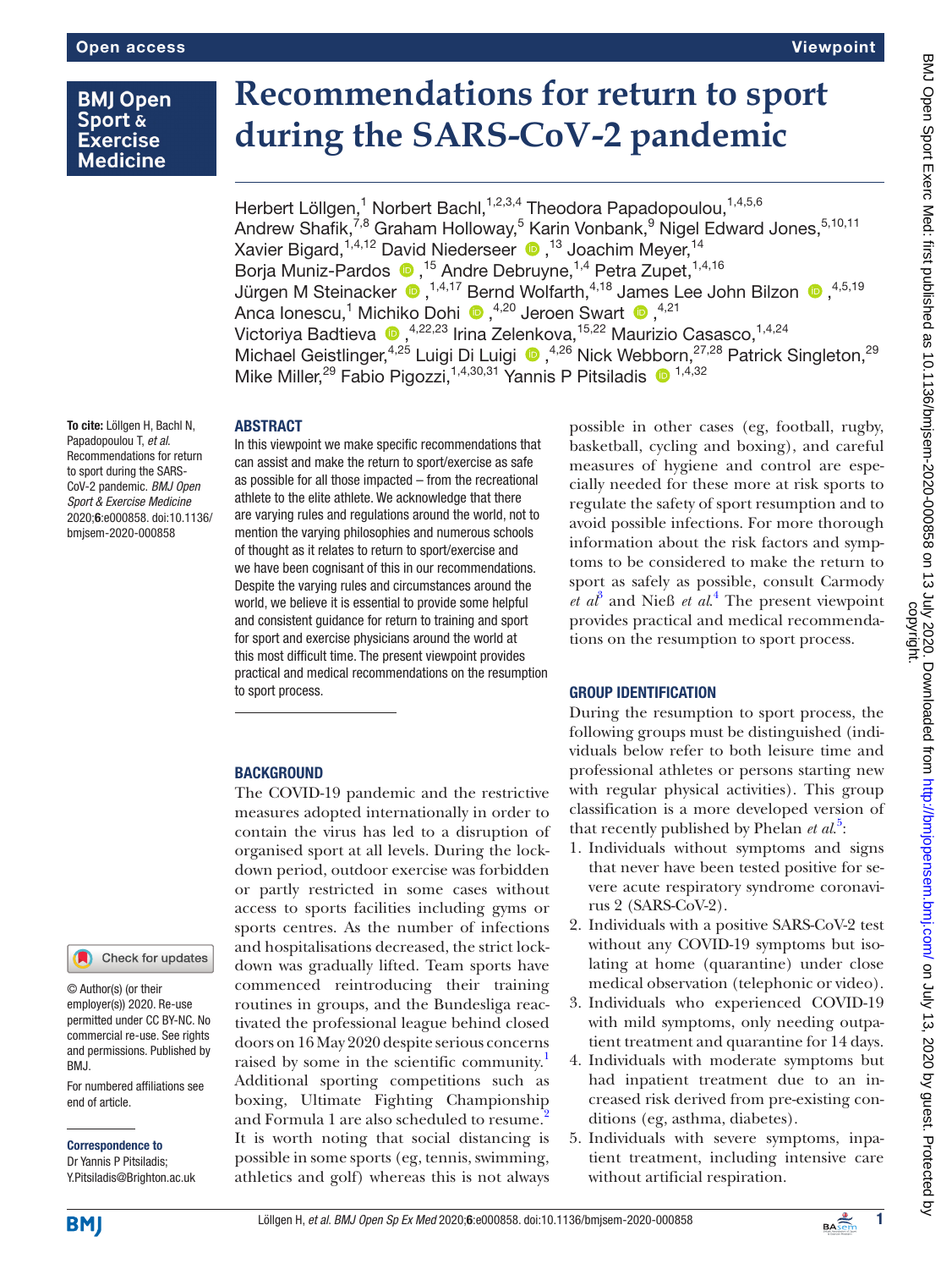# Recommendations for return to sport during the SARS-CoV-2 pandemic

Herbert Löllgen,[1] Norbert Bachl,[1,2,3,4] Theodora Papadopoulou,[1,4,5,6] Andrew Shafik,[7,8] Graham Holloway,[5] Karin Vonbank,[9] Nigel Edward Jones,[5,10,11] Xavier Bigard,[1,4,12] David Niederseer,[13] Joachim Meyer,[14] Borja Muniz-Pardos,[15] Andre Debruyne,[1,4] Petra Zupet,[1,4,16] Jürgen M Steinacker,[1,4,17] Bernd Wolfarth,[4,18] James Lee John Bilzon,[4,5,19] Anca Ionescu,[1] Michiko Dohi,[4,20] Jeroen Swart,[4,21] Victoriya Badtieva,[4,22,23] Irina Zelenkova,[15,22] Maurizio Casasco,[1,4,24] Michael Geistlinger,[4,25] Luigi Di Luigi,[4,26] Nick Webborn,[27,28] Patrick Singleton,[29] Mike Miller,[29] Fabio Pigozzi,[1,4,30,31] Yannis P Pitsiladis[1,4,32]

**To cite:** Löllgen H, Bachl N, Papadopoulou T, *et al*. Recommendations for return to sport during the SARS-CoV-2 pandemic. *BMJ Open Sport & Exercise Medicine* 2020;**6**:e000858. doi:10.1136/bmjsem-2020-000858

© Author(s) (or their employer(s)) 2020. Re-use permitted under CC BY-NC. No commercial re-use. See rights and permissions. Published by BMJ.

For numbered affiliations see end of article.

**Correspondence to**
Dr Yannis P Pitsiladis; Y.Pitsiladis@Brighton.ac.uk

## ABSTRACT

In this viewpoint we make specific recommendations that can assist and make the return to sport/exercise as safe as possible for all those impacted – from the recreational athlete to the elite athlete. We acknowledge that there are varying rules and regulations around the world, not to mention the varying philosophies and numerous schools of thought as it relates to return to sport/exercise and we have been cognisant of this in our recommendations. Despite the varying rules and circumstances around the world, we believe it is essential to provide some helpful and consistent guidance for return to training and sport for sport and exercise physicians around the world at this most difficult time. The present viewpoint provides practical and medical recommendations on the resumption to sport process.

## BACKGROUND

The COVID-19 pandemic and the restrictive measures adopted internationally in order to contain the virus has led to a disruption of organised sport at all levels. During the lockdown period, outdoor exercise was forbidden or partly restricted in some cases without access to sports facilities including gyms or sports centres. As the number of infections and hospitalisations decreased, the strict lockdown was gradually lifted. Team sports have commenced reintroducing their training routines in groups, and the Bundesliga reactivated the professional league behind closed doors on 16 May 2020 despite serious concerns raised by some in the scientific community.[1] Additional sporting competitions such as boxing, Ultimate Fighting Championship and Formula 1 are also scheduled to resume.[2] It is worth noting that social distancing is possible in some sports (eg, tennis, swimming, athletics and golf) whereas this is not always possible in other cases (eg, football, rugby, basketball, cycling and boxing), and careful measures of hygiene and control are especially needed for these more at risk sports to regulate the safety of sport resumption and to avoid possible infections. For more thorough information about the risk factors and symptoms to be considered to make the return to sport as safely as possible, consult Carmody *et al*[3] and Nieß *et al*.[4] The present viewpoint provides practical and medical recommendations on the resumption to sport process.

## GROUP IDENTIFICATION

During the resumption to sport process, the following groups must be distinguished (individuals below refer to both leisure time and professional athletes or persons starting new with regular physical activities). This group classification is a more developed version of that recently published by Phelan *et al*.[5]:

1. Individuals without symptoms and signs that never have been tested positive for severe acute respiratory syndrome coronavirus 2 (SARS-CoV-2).
2. Individuals with a positive SARS-CoV-2 test without any COVID-19 symptoms but isolating at home (quarantine) under close medical observation (telephonic or video).
3. Individuals who experienced COVID-19 with mild symptoms, only needing outpatient treatment and quarantine for 14 days.
4. Individuals with moderate symptoms but had inpatient treatment due to an increased risk derived from pre-existing conditions (eg, asthma, diabetes).
5. Individuals with severe symptoms, inpatient treatment, including intensive care without artificial respiration.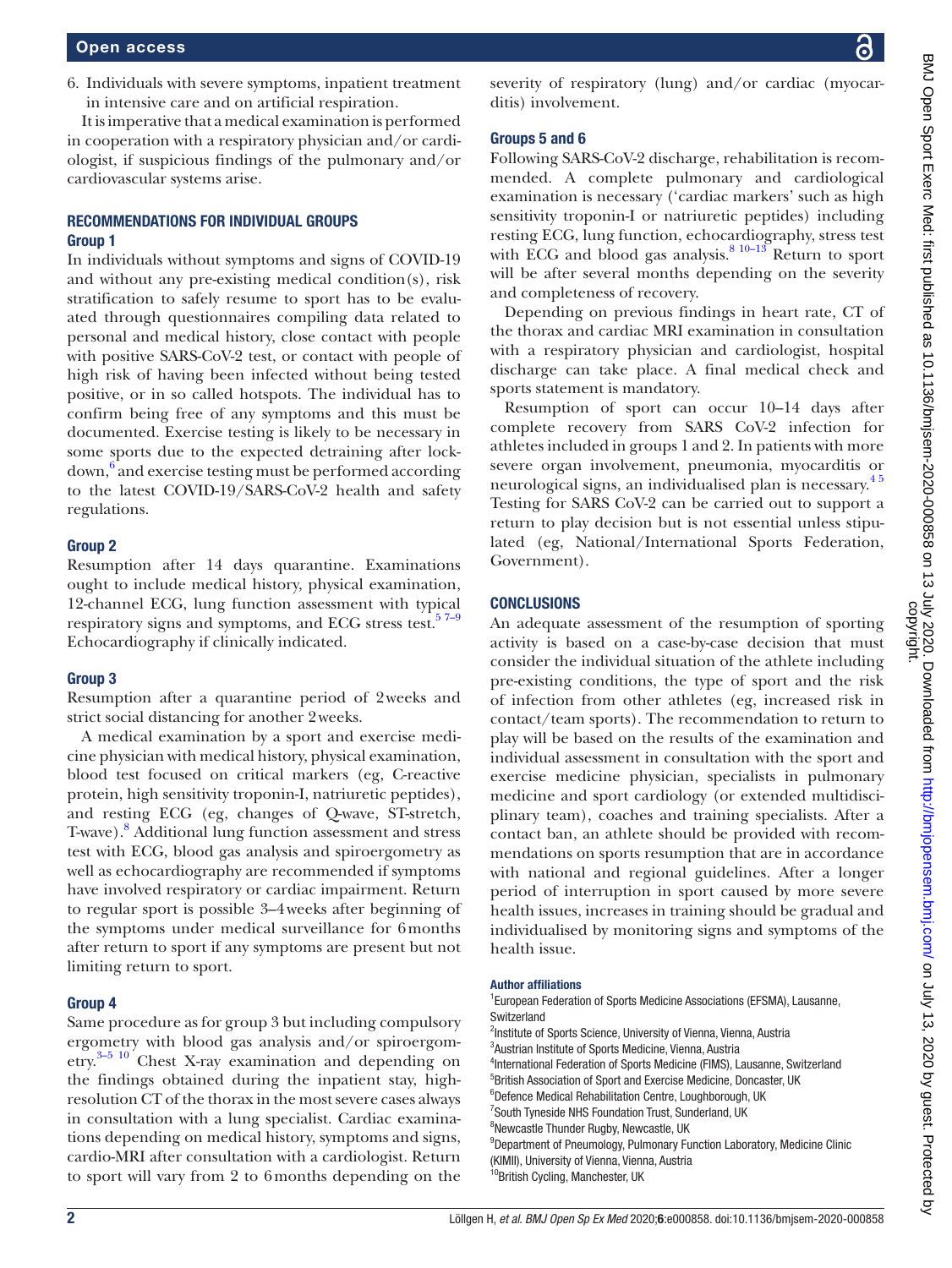6. Individuals with severe symptoms, inpatient treatment in intensive care and on artificial respiration.

It is imperative that a medical examination is performed in cooperation with a respiratory physician and/or cardiologist, if suspicious findings of the pulmonary and/or cardiovascular systems arise.

## RECOMMENDATIONS FOR INDIVIDUAL GROUPS

### Group 1

In individuals without symptoms and signs of COVID-19 and without any pre-existing medical condition(s), risk stratification to safely resume to sport has to be evaluated through questionnaires compiling data related to personal and medical history, close contact with people with positive SARS-CoV-2 test, or contact with people of high risk of having been infected without being tested positive, or in so called hotspots. The individual has to confirm being free of any symptoms and this must be documented. Exercise testing is likely to be necessary in some sports due to the expected detraining after lockdown,[6] and exercise testing must be performed according to the latest COVID-19/SARS-CoV-2 health and safety regulations.

### Group 2

Resumption after 14 days quarantine. Examinations ought to include medical history, physical examination, 12-channel ECG, lung function assessment with typical respiratory signs and symptoms, and ECG stress test.[5 7–9] Echocardiography if clinically indicated.

### Group 3

Resumption after a quarantine period of 2 weeks and strict social distancing for another 2 weeks.

A medical examination by a sport and exercise medicine physician with medical history, physical examination, blood test focused on critical markers (eg, C-reactive protein, high sensitivity troponin-I, natriuretic peptides), and resting ECG (eg, changes of Q-wave, ST-stretch, T-wave).[8] Additional lung function assessment and stress test with ECG, blood gas analysis and spiroergometry as well as echocardiography are recommended if symptoms have involved respiratory or cardiac impairment. Return to regular sport is possible 3–4 weeks after beginning of the symptoms under medical surveillance for 6 months after return to sport if any symptoms are present but not limiting return to sport.

### Group 4

Same procedure as for group 3 but including compulsory ergometry with blood gas analysis and/or spiroergometry.[3–5 10] Chest X-ray examination and depending on the findings obtained during the inpatient stay, high-resolution CT of the thorax in the most severe cases always in consultation with a lung specialist. Cardiac examinations depending on medical history, symptoms and signs, cardio-MRI after consultation with a cardiologist. Return to sport will vary from 2 to 6 months depending on the severity of respiratory (lung) and/or cardiac (myocarditis) involvement.

### Groups 5 and 6

Following SARS-CoV-2 discharge, rehabilitation is recommended. A complete pulmonary and cardiological examination is necessary ('cardiac markers' such as high sensitivity troponin-I or natriuretic peptides) including resting ECG, lung function, echocardiography, stress test with ECG and blood gas analysis.[8 10–13] Return to sport will be after several months depending on the severity and completeness of recovery.

Depending on previous findings in heart rate, CT of the thorax and cardiac MRI examination in consultation with a respiratory physician and cardiologist, hospital discharge can take place. A final medical check and sports statement is mandatory.

Resumption of sport can occur 10–14 days after complete recovery from SARS CoV-2 infection for athletes included in groups 1 and 2. In patients with more severe organ involvement, pneumonia, myocarditis or neurological signs, an individualised plan is necessary.[4 5] Testing for SARS CoV-2 can be carried out to support a return to play decision but is not essential unless stipulated (eg, National/International Sports Federation, Government).

## CONCLUSIONS

An adequate assessment of the resumption of sporting activity is based on a case-by-case decision that must consider the individual situation of the athlete including pre-existing conditions, the type of sport and the risk of infection from other athletes (eg, increased risk in contact/team sports). The recommendation to return to play will be based on the results of the examination and individual assessment in consultation with the sport and exercise medicine physician, specialists in pulmonary medicine and sport cardiology (or extended multidisciplinary team), coaches and training specialists. After a contact ban, an athlete should be provided with recommendations on sports resumption that are in accordance with national and regional guidelines. After a longer period of interruption in sport caused by more severe health issues, increases in training should be gradual and individualised by monitoring signs and symptoms of the health issue.

#### Author affiliations

[1]European Federation of Sports Medicine Associations (EFSMA), Lausanne, Switzerland
[2]Institute of Sports Science, University of Vienna, Vienna, Austria
[3]Austrian Institute of Sports Medicine, Vienna, Austria
[4]International Federation of Sports Medicine (FIMS), Lausanne, Switzerland
[5]British Association of Sport and Exercise Medicine, Doncaster, UK
[6]Defence Medical Rehabilitation Centre, Loughborough, UK
[7]South Tyneside NHS Foundation Trust, Sunderland, UK
[8]Newcastle Thunder Rugby, Newcastle, UK
[9]Department of Pneumology, Pulmonary Function Laboratory, Medicine Clinic (KIMII), University of Vienna, Vienna, Austria
[10]British Cycling, Manchester, UK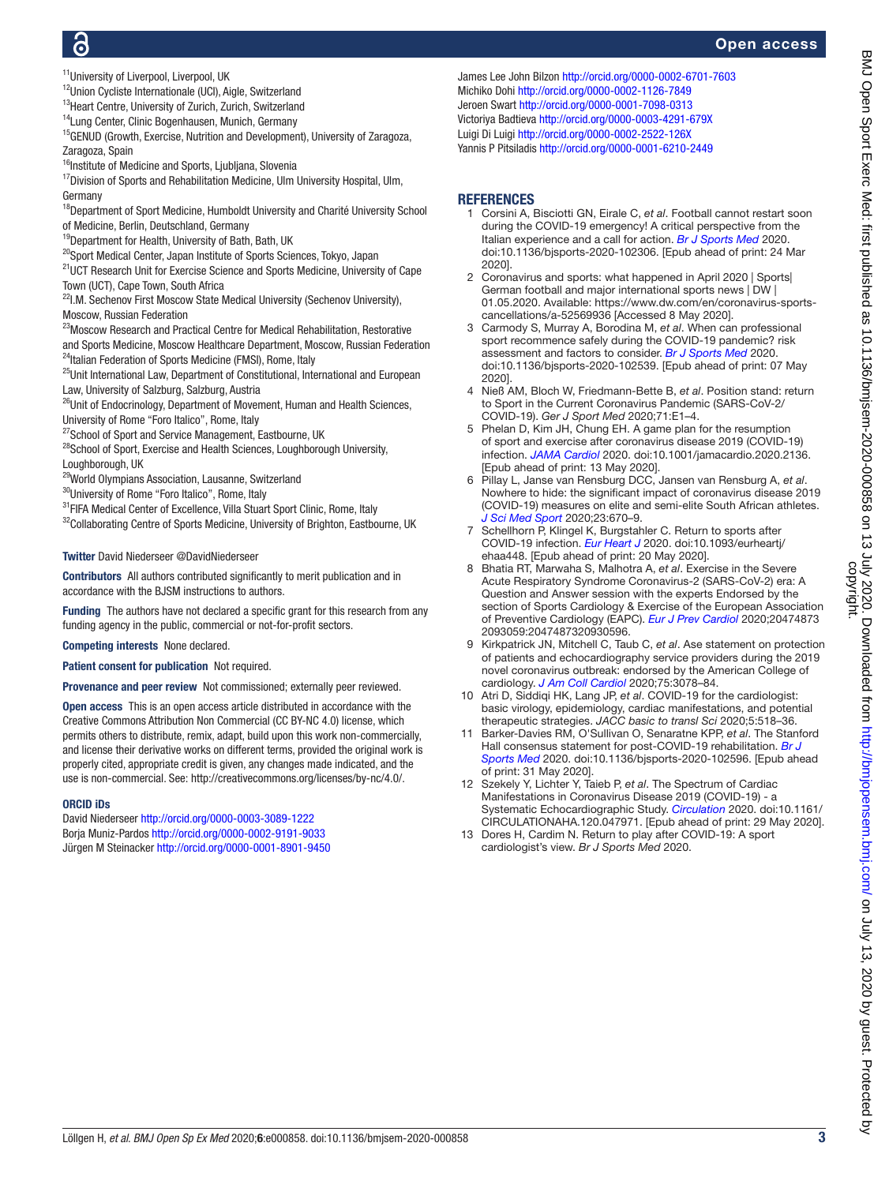[11]University of Liverpool, Liverpool, UK
[12]Union Cycliste Internationale (UCI), Aigle, Switzerland
[13]Heart Centre, University of Zurich, Zurich, Switzerland
[14]Lung Center, Clinic Bogenhausen, Munich, Germany
[15]GENUD (Growth, Exercise, Nutrition and Development), University of Zaragoza, Zaragoza, Spain
[16]Institute of Medicine and Sports, Ljubljana, Slovenia
[17]Division of Sports and Rehabilitation Medicine, Ulm University Hospital, Ulm, Germany
[18]Department of Sport Medicine, Humboldt University and Charité University School of Medicine, Berlin, Deutschland, Germany
[19]Department for Health, University of Bath, Bath, UK
[20]Sport Medical Center, Japan Institute of Sports Sciences, Tokyo, Japan
[21]UCT Research Unit for Exercise Science and Sports Medicine, University of Cape Town (UCT), Cape Town, South Africa
[22]I.M. Sechenov First Moscow State Medical University (Sechenov University), Moscow, Russian Federation
[23]Moscow Research and Practical Centre for Medical Rehabilitation, Restorative and Sports Medicine, Moscow Healthcare Department, Moscow, Russian Federation
[24]Italian Federation of Sports Medicine (FMSI), Rome, Italy
[25]Unit International Law, Department of Constitutional, International and European Law, University of Salzburg, Salzburg, Austria
[26]Unit of Endocrinology, Department of Movement, Human and Health Sciences, University of Rome "Foro Italico", Rome, Italy
[27]School of Sport and Service Management, Eastbourne, UK
[28]School of Sport, Exercise and Health Sciences, Loughborough University, Loughborough, UK
[29]World Olympians Association, Lausanne, Switzerland
[30]University of Rome "Foro Italico", Rome, Italy
[31]FIFA Medical Center of Excellence, Villa Stuart Sport Clinic, Rome, Italy
[32]Collaborating Centre of Sports Medicine, University of Brighton, Eastbourne, UK

**Twitter** David Niederseer @DavidNiederseer

**Contributors** All authors contributed significantly to merit publication and in accordance with the BJSM instructions to authors.

**Funding** The authors have not declared a specific grant for this research from any funding agency in the public, commercial or not-for-profit sectors.

**Competing interests** None declared.

**Patient consent for publication** Not required.

**Provenance and peer review** Not commissioned; externally peer reviewed.

**Open access** This is an open access article distributed in accordance with the Creative Commons Attribution Non Commercial (CC BY-NC 4.0) license, which permits others to distribute, remix, adapt, build upon this work non-commercially, and license their derivative works on different terms, provided the original work is properly cited, appropriate credit is given, any changes made indicated, and the use is non-commercial. See: http://creativecommons.org/licenses/by-nc/4.0/.

**ORCID iDs**

David Niederseer http://orcid.org/0000-0003-3089-1222
Borja Muniz-Pardos http://orcid.org/0000-0002-9191-9033
Jürgen M Steinacker http://orcid.org/0000-0001-8901-9450
James Lee John Bilzon http://orcid.org/0000-0002-6701-7603
Michiko Dohi http://orcid.org/0000-0002-1126-7849
Jeroen Swart http://orcid.org/0000-0001-7098-0313
Victoriya Badtieva http://orcid.org/0000-0003-4291-679X
Luigi Di Luigi http://orcid.org/0000-0002-2522-126X
Yannis P Pitsiladis http://orcid.org/0000-0001-6210-2449

## REFERENCES

1. Corsini A, Bisciotti GN, Eirale C, *et al*. Football cannot restart soon during the COVID-19 emergency! A critical perspective from the Italian experience and a call for action. *Br J Sports Med* 2020. doi:10.1136/bjsports-2020-102306. [Epub ahead of print: 24 Mar 2020].
2. Coronavirus and sports: what happened in April 2020 | Sports| German football and major international sports news | DW | 01.05.2020. Available: https://www.dw.com/en/coronavirus-sports-cancellations/a-52569936 [Accessed 8 May 2020].
3. Carmody S, Murray A, Borodina M, *et al*. When can professional sport recommence safely during the COVID-19 pandemic? risk assessment and factors to consider. *Br J Sports Med* 2020. doi:10.1136/bjsports-2020-102539. [Epub ahead of print: 07 May 2020].
4. Nieß AM, Bloch W, Friedmann-Bette B, *et al*. Position stand: return to Sport in the Current Coronavirus Pandemic (SARS-CoV-2/ COVID-19). *Ger J Sport Med* 2020;71:E1–4.
5. Phelan D, Kim JH, Chung EH. A game plan for the resumption of sport and exercise after coronavirus disease 2019 (COVID-19) infection. *JAMA Cardiol* 2020. doi:10.1001/jamacardio.2020.2136. [Epub ahead of print: 13 May 2020].
6. Pillay L, Janse van Rensburg DCC, Jansen van Rensburg A, *et al*. Nowhere to hide: the significant impact of coronavirus disease 2019 (COVID-19) measures on elite and semi-elite South African athletes. *J Sci Med Sport* 2020;23:670–9.
7. Schellhorn P, Klingel K, Burgstahler C. Return to sports after COVID-19 infection. *Eur Heart J* 2020. doi:10.1093/eurheartj/ehaa448. [Epub ahead of print: 20 May 2020].
8. Bhatia RT, Marwaha S, Malhotra A, *et al*. Exercise in the Severe Acute Respiratory Syndrome Coronavirus-2 (SARS-CoV-2) era: A Question and Answer session with the experts Endorsed by the section of Sports Cardiology & Exercise of the European Association of Preventive Cardiology (EAPC). *Eur J Prev Cardiol* 2020;20474873 2093059:2047487320930596.
9. Kirkpatrick JN, Mitchell C, Taub C, *et al*. Ase statement on protection of patients and echocardiography service providers during the 2019 novel coronavirus outbreak: endorsed by the American College of cardiology. *J Am Coll Cardiol* 2020;75:3078–84.
10. Atri D, Siddiqi HK, Lang JP, *et al*. COVID-19 for the cardiologist: basic virology, epidemiology, cardiac manifestations, and potential therapeutic strategies. *JACC basic to transl Sci* 2020;5:518–36.
11. Barker-Davies RM, O'Sullivan O, Senaratne KPP, *et al*. The Stanford Hall consensus statement for post-COVID-19 rehabilitation. *Br J Sports Med* 2020. doi:10.1136/bjsports-2020-102596. [Epub ahead of print: 31 May 2020].
12. Szekely Y, Lichter Y, Taieb P, *et al*. The Spectrum of Cardiac Manifestations in Coronavirus Disease 2019 (COVID-19) - a Systematic Echocardiographic Study. *Circulation* 2020. doi:10.1161/ CIRCULATIONAHA.120.047971. [Epub ahead of print: 29 May 2020].
13. Dores H, Cardim N. Return to play after COVID-19: A sport cardiologist's view. *Br J Sports Med* 2020.